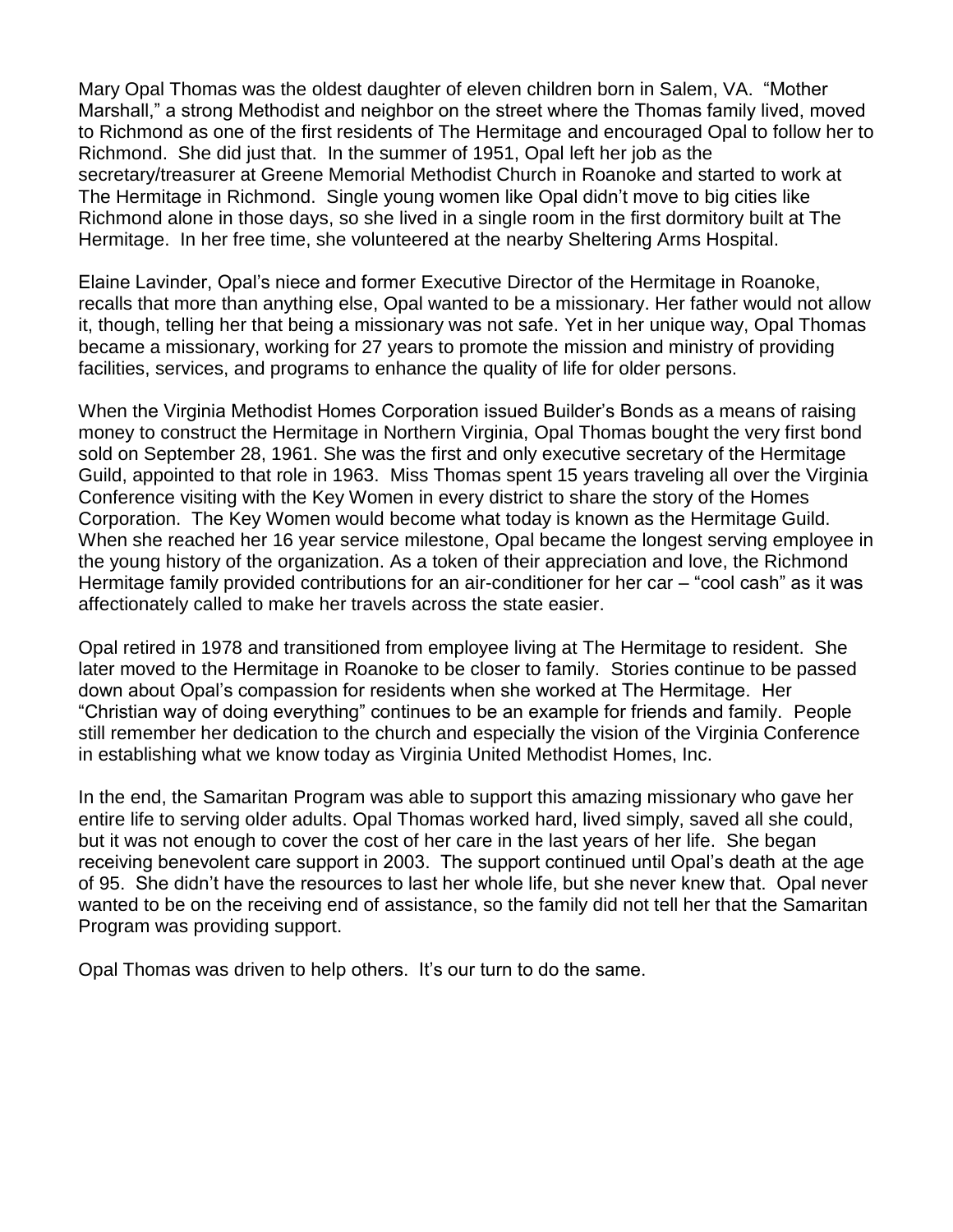Mary Opal Thomas was the oldest daughter of eleven children born in Salem, VA. "Mother Marshall," a strong Methodist and neighbor on the street where the Thomas family lived, moved to Richmond as one of the first residents of The Hermitage and encouraged Opal to follow her to Richmond. She did just that. In the summer of 1951, Opal left her job as the secretary/treasurer at Greene Memorial Methodist Church in Roanoke and started to work at The Hermitage in Richmond. Single young women like Opal didn't move to big cities like Richmond alone in those days, so she lived in a single room in the first dormitory built at The Hermitage. In her free time, she volunteered at the nearby Sheltering Arms Hospital.

Elaine Lavinder, Opal's niece and former Executive Director of the Hermitage in Roanoke, recalls that more than anything else, Opal wanted to be a missionary. Her father would not allow it, though, telling her that being a missionary was not safe. Yet in her unique way, Opal Thomas became a missionary, working for 27 years to promote the mission and ministry of providing facilities, services, and programs to enhance the quality of life for older persons.

When the Virginia Methodist Homes Corporation issued Builder's Bonds as a means of raising money to construct the Hermitage in Northern Virginia, Opal Thomas bought the very first bond sold on September 28, 1961. She was the first and only executive secretary of the Hermitage Guild, appointed to that role in 1963. Miss Thomas spent 15 years traveling all over the Virginia Conference visiting with the Key Women in every district to share the story of the Homes Corporation. The Key Women would become what today is known as the Hermitage Guild. When she reached her 16 year service milestone, Opal became the longest serving employee in the young history of the organization. As a token of their appreciation and love, the Richmond Hermitage family provided contributions for an air-conditioner for her car – "cool cash" as it was affectionately called to make her travels across the state easier.

Opal retired in 1978 and transitioned from employee living at The Hermitage to resident. She later moved to the Hermitage in Roanoke to be closer to family. Stories continue to be passed down about Opal's compassion for residents when she worked at The Hermitage. Her "Christian way of doing everything" continues to be an example for friends and family. People still remember her dedication to the church and especially the vision of the Virginia Conference in establishing what we know today as Virginia United Methodist Homes, Inc.

In the end, the Samaritan Program was able to support this amazing missionary who gave her entire life to serving older adults. Opal Thomas worked hard, lived simply, saved all she could, but it was not enough to cover the cost of her care in the last years of her life. She began receiving benevolent care support in 2003. The support continued until Opal's death at the age of 95. She didn't have the resources to last her whole life, but she never knew that. Opal never wanted to be on the receiving end of assistance, so the family did not tell her that the Samaritan Program was providing support.

Opal Thomas was driven to help others. It's our turn to do the same.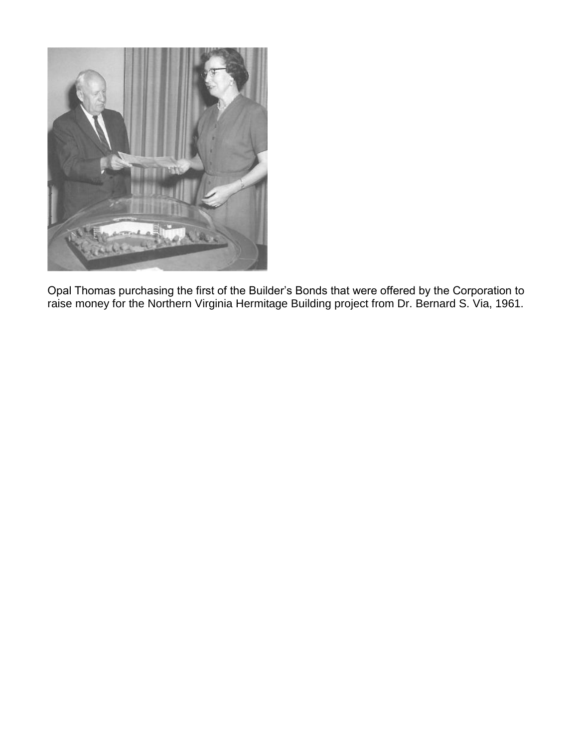Opal Thomas purchasing the first of the Builder's Bonds that were offered by the Corporation to raise money for the Northern Virginia Hermitage Building project from Dr. Bernard S. Via, 1961.